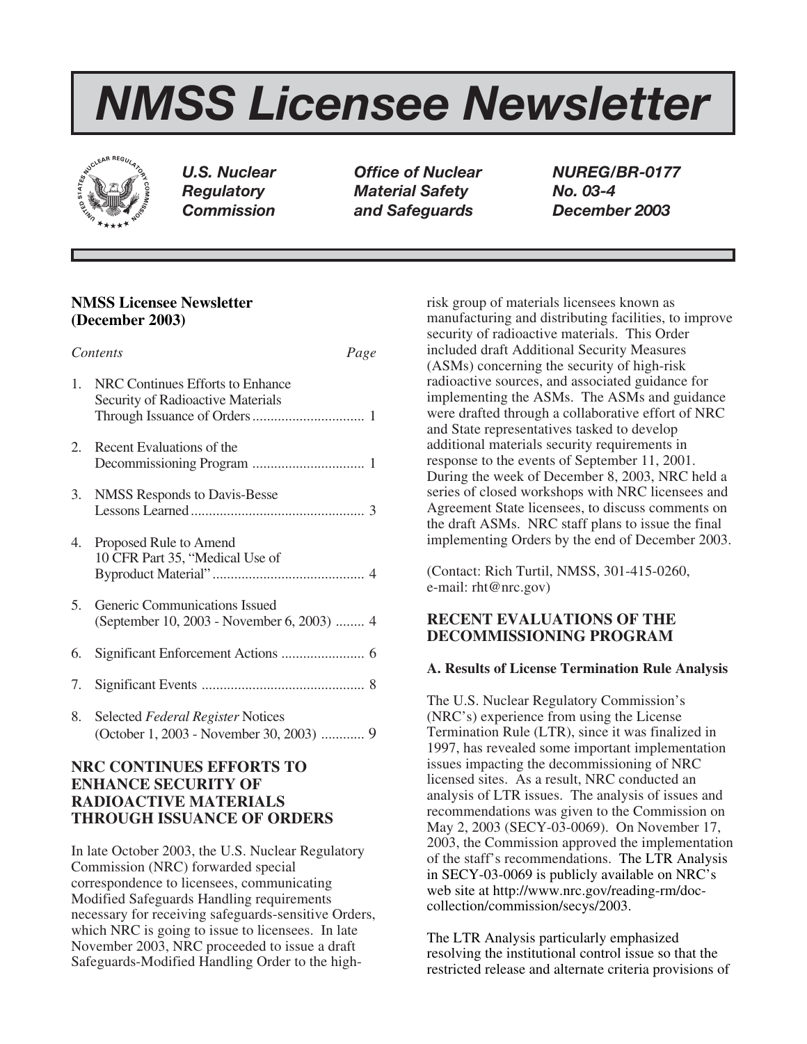# NMSS Licensee Newsletter

*U.S. Nuclear Regulatory Commission*

*Office of Nuclear Material Safety and Safeguards*

*NUREG/BR-0177*
*No. 03-4*
*December 2003*

## NMSS Licensee Newsletter (December 2003)

| *Contents* | *Page* |
|---|---|
| 1. NRC Continues Efforts to Enhance Security of Radioactive Materials Through Issuance of Orders | 1 |
| 2. Recent Evaluations of the Decommissioning Program | 1 |
| 3. NMSS Responds to Davis-Besse Lessons Learned | 3 |
| 4. Proposed Rule to Amend 10 CFR Part 35, "Medical Use of Byproduct Material" | 4 |
| 5. Generic Communications Issued (September 10, 2003 - November 6, 2003) | 4 |
| 6. Significant Enforcement Actions | 6 |
| 7. Significant Events | 8 |
| 8. Selected *Federal Register* Notices (October 1, 2003 - November 30, 2003) | 9 |

## NRC CONTINUES EFFORTS TO ENHANCE SECURITY OF RADIOACTIVE MATERIALS THROUGH ISSUANCE OF ORDERS

In late October 2003, the U.S. Nuclear Regulatory Commission (NRC) forwarded special correspondence to licensees, communicating Modified Safeguards Handling requirements necessary for receiving safeguards-sensitive Orders, which NRC is going to issue to licensees. In late November 2003, NRC proceeded to issue a draft Safeguards-Modified Handling Order to the high-risk group of materials licensees known as manufacturing and distributing facilities, to improve security of radioactive materials. This Order included draft Additional Security Measures (ASMs) concerning the security of high-risk radioactive sources, and associated guidance for implementing the ASMs. The ASMs and guidance were drafted through a collaborative effort of NRC and State representatives tasked to develop additional materials security requirements in response to the events of September 11, 2001. During the week of December 8, 2003, NRC held a series of closed workshops with NRC licensees and Agreement State licensees, to discuss comments on the draft ASMs. NRC staff plans to issue the final implementing Orders by the end of December 2003.

(Contact: Rich Turtil, NMSS, 301-415-0260, e-mail: rht@nrc.gov)

## RECENT EVALUATIONS OF THE DECOMMISSIONING PROGRAM

### A. Results of License Termination Rule Analysis

The U.S. Nuclear Regulatory Commission's (NRC's) experience from using the License Termination Rule (LTR), since it was finalized in 1997, has revealed some important implementation issues impacting the decommissioning of NRC licensed sites. As a result, NRC conducted an analysis of LTR issues. The analysis of issues and recommendations was given to the Commission on May 2, 2003 (SECY-03-0069). On November 17, 2003, the Commission approved the implementation of the staff's recommendations. The LTR Analysis in SECY-03-0069 is publicly available on NRC's web site at http://www.nrc.gov/reading-rm/doc-collection/commission/secys/2003.

The LTR Analysis particularly emphasized resolving the institutional control issue so that the restricted release and alternate criteria provisions of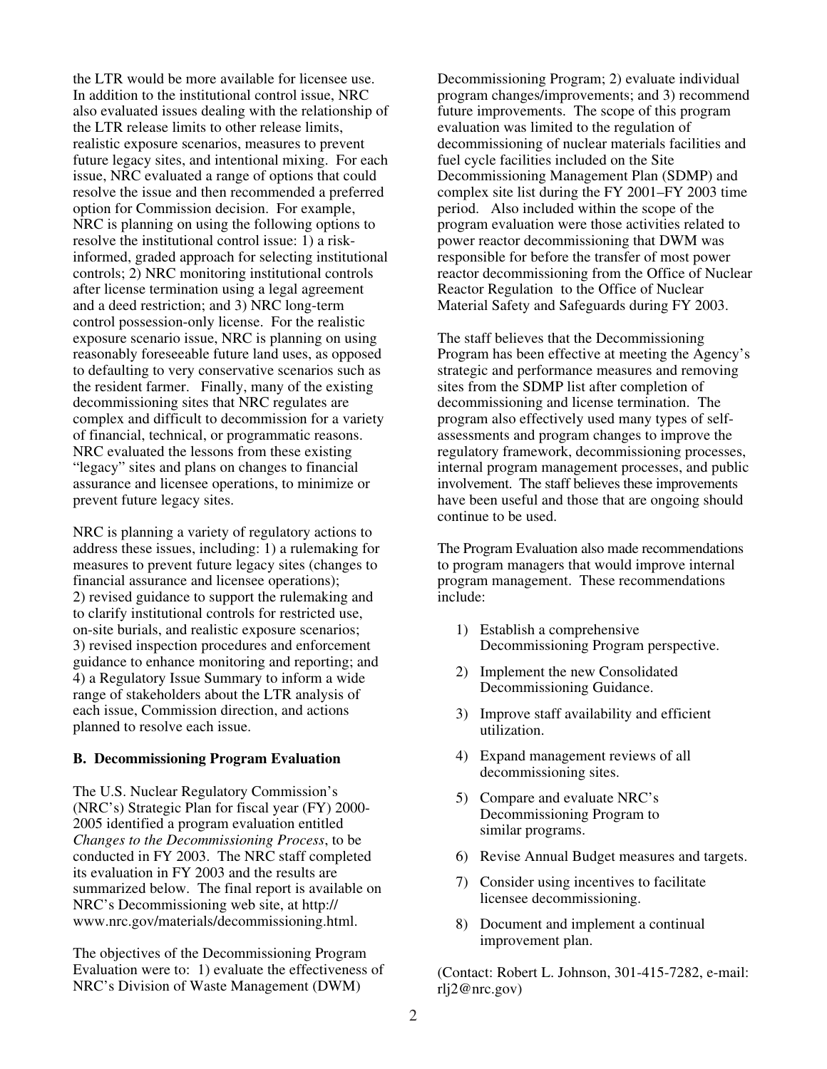the LTR would be more available for licensee use. In addition to the institutional control issue, NRC also evaluated issues dealing with the relationship of the LTR release limits to other release limits, realistic exposure scenarios, measures to prevent future legacy sites, and intentional mixing. For each issue, NRC evaluated a range of options that could resolve the issue and then recommended a preferred option for Commission decision. For example, NRC is planning on using the following options to resolve the institutional control issue: 1) a risk-informed, graded approach for selecting institutional controls; 2) NRC monitoring institutional controls after license termination using a legal agreement and a deed restriction; and 3) NRC long-term control possession-only license. For the realistic exposure scenario issue, NRC is planning on using reasonably foreseeable future land uses, as opposed to defaulting to very conservative scenarios such as the resident farmer. Finally, many of the existing decommissioning sites that NRC regulates are complex and difficult to decommission for a variety of financial, technical, or programmatic reasons. NRC evaluated the lessons from these existing "legacy" sites and plans on changes to financial assurance and licensee operations, to minimize or prevent future legacy sites.

NRC is planning a variety of regulatory actions to address these issues, including: 1) a rulemaking for measures to prevent future legacy sites (changes to financial assurance and licensee operations); 2) revised guidance to support the rulemaking and to clarify institutional controls for restricted use, on-site burials, and realistic exposure scenarios; 3) revised inspection procedures and enforcement guidance to enhance monitoring and reporting; and 4) a Regulatory Issue Summary to inform a wide range of stakeholders about the LTR analysis of each issue, Commission direction, and actions planned to resolve each issue.

**B. Decommissioning Program Evaluation**

The U.S. Nuclear Regulatory Commission's (NRC's) Strategic Plan for fiscal year (FY) 2000-2005 identified a program evaluation entitled *Changes to the Decommissioning Process*, to be conducted in FY 2003. The NRC staff completed its evaluation in FY 2003 and the results are summarized below. The final report is available on NRC's Decommissioning web site, at http://www.nrc.gov/materials/decommissioning.html.

The objectives of the Decommissioning Program Evaluation were to: 1) evaluate the effectiveness of NRC's Division of Waste Management (DWM) Decommissioning Program; 2) evaluate individual program changes/improvements; and 3) recommend future improvements. The scope of this program evaluation was limited to the regulation of decommissioning of nuclear materials facilities and fuel cycle facilities included on the Site Decommissioning Management Plan (SDMP) and complex site list during the FY 2001–FY 2003 time period. Also included within the scope of the program evaluation were those activities related to power reactor decommissioning that DWM was responsible for before the transfer of most power reactor decommissioning from the Office of Nuclear Reactor Regulation to the Office of Nuclear Material Safety and Safeguards during FY 2003.

The staff believes that the Decommissioning Program has been effective at meeting the Agency's strategic and performance measures and removing sites from the SDMP list after completion of decommissioning and license termination. The program also effectively used many types of self-assessments and program changes to improve the regulatory framework, decommissioning processes, internal program management processes, and public involvement. The staff believes these improvements have been useful and those that are ongoing should continue to be used.

The Program Evaluation also made recommendations to program managers that would improve internal program management. These recommendations include:

1) Establish a comprehensive Decommissioning Program perspective.
2) Implement the new Consolidated Decommissioning Guidance.
3) Improve staff availability and efficient utilization.
4) Expand management reviews of all decommissioning sites.
5) Compare and evaluate NRC's Decommissioning Program to similar programs.
6) Revise Annual Budget measures and targets.
7) Consider using incentives to facilitate licensee decommissioning.
8) Document and implement a continual improvement plan.

(Contact: Robert L. Johnson, 301-415-7282, e-mail: rlj2@nrc.gov)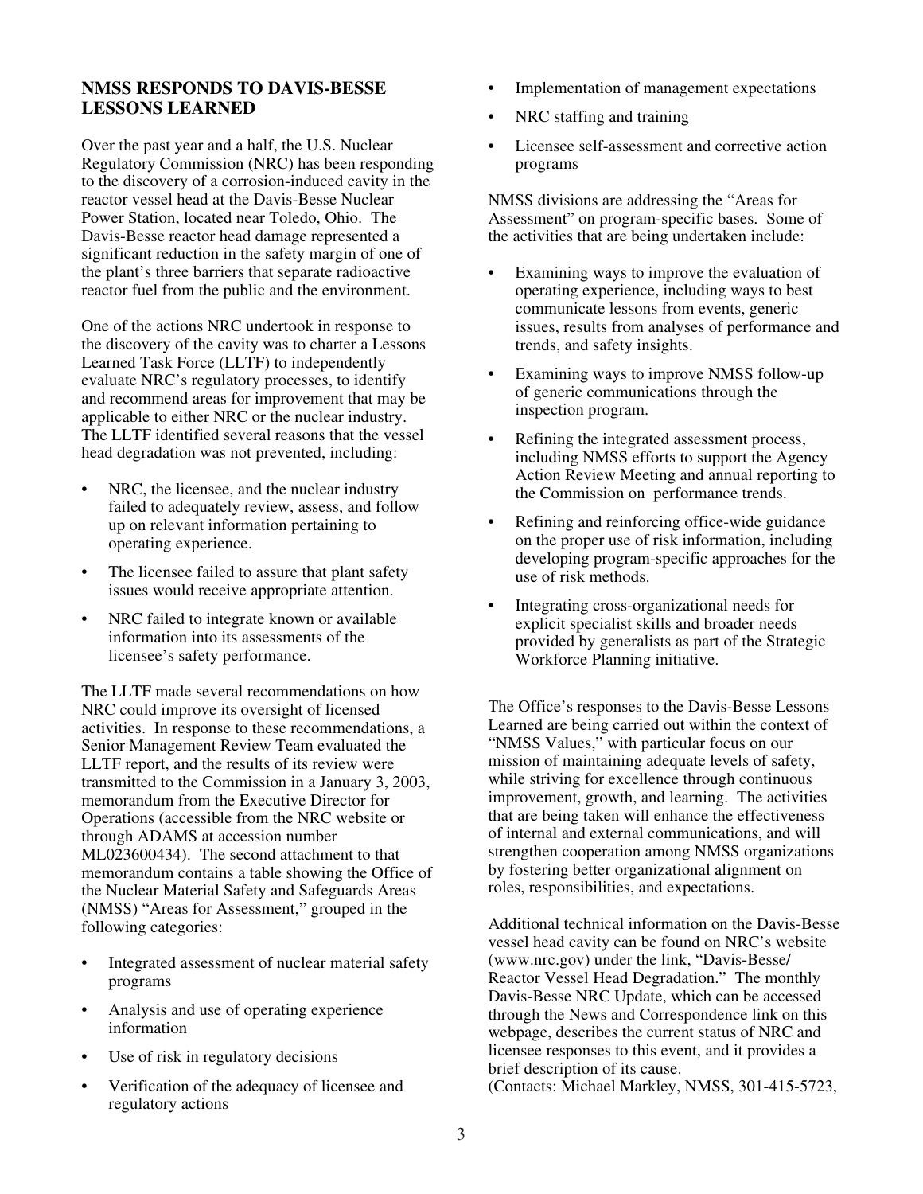## NMSS RESPONDS TO DAVIS-BESSE LESSONS LEARNED

Over the past year and a half, the U.S. Nuclear Regulatory Commission (NRC) has been responding to the discovery of a corrosion-induced cavity in the reactor vessel head at the Davis-Besse Nuclear Power Station, located near Toledo, Ohio. The Davis-Besse reactor head damage represented a significant reduction in the safety margin of one of the plant's three barriers that separate radioactive reactor fuel from the public and the environment.

One of the actions NRC undertook in response to the discovery of the cavity was to charter a Lessons Learned Task Force (LLTF) to independently evaluate NRC's regulatory processes, to identify and recommend areas for improvement that may be applicable to either NRC or the nuclear industry. The LLTF identified several reasons that the vessel head degradation was not prevented, including:

- NRC, the licensee, and the nuclear industry failed to adequately review, assess, and follow up on relevant information pertaining to operating experience.
- The licensee failed to assure that plant safety issues would receive appropriate attention.
- NRC failed to integrate known or available information into its assessments of the licensee's safety performance.

The LLTF made several recommendations on how NRC could improve its oversight of licensed activities. In response to these recommendations, a Senior Management Review Team evaluated the LLTF report, and the results of its review were transmitted to the Commission in a January 3, 2003, memorandum from the Executive Director for Operations (accessible from the NRC website or through ADAMS at accession number ML023600434). The second attachment to that memorandum contains a table showing the Office of the Nuclear Material Safety and Safeguards Areas (NMSS) "Areas for Assessment," grouped in the following categories:

- Integrated assessment of nuclear material safety programs
- Analysis and use of operating experience information
- Use of risk in regulatory decisions
- Verification of the adequacy of licensee and regulatory actions
- Implementation of management expectations
- NRC staffing and training
- Licensee self-assessment and corrective action programs

NMSS divisions are addressing the "Areas for Assessment" on program-specific bases. Some of the activities that are being undertaken include:

- Examining ways to improve the evaluation of operating experience, including ways to best communicate lessons from events, generic issues, results from analyses of performance and trends, and safety insights.
- Examining ways to improve NMSS follow-up of generic communications through the inspection program.
- Refining the integrated assessment process, including NMSS efforts to support the Agency Action Review Meeting and annual reporting to the Commission on performance trends.
- Refining and reinforcing office-wide guidance on the proper use of risk information, including developing program-specific approaches for the use of risk methods.
- Integrating cross-organizational needs for explicit specialist skills and broader needs provided by generalists as part of the Strategic Workforce Planning initiative.

The Office's responses to the Davis-Besse Lessons Learned are being carried out within the context of "NMSS Values," with particular focus on our mission of maintaining adequate levels of safety, while striving for excellence through continuous improvement, growth, and learning. The activities that are being taken will enhance the effectiveness of internal and external communications, and will strengthen cooperation among NMSS organizations by fostering better organizational alignment on roles, responsibilities, and expectations.

Additional technical information on the Davis-Besse vessel head cavity can be found on NRC's website (www.nrc.gov) under the link, "Davis-Besse/ Reactor Vessel Head Degradation." The monthly Davis-Besse NRC Update, which can be accessed through the News and Correspondence link on this webpage, describes the current status of NRC and licensee responses to this event, and it provides a brief description of its cause.
(Contacts: Michael Markley, NMSS, 301-415-5723,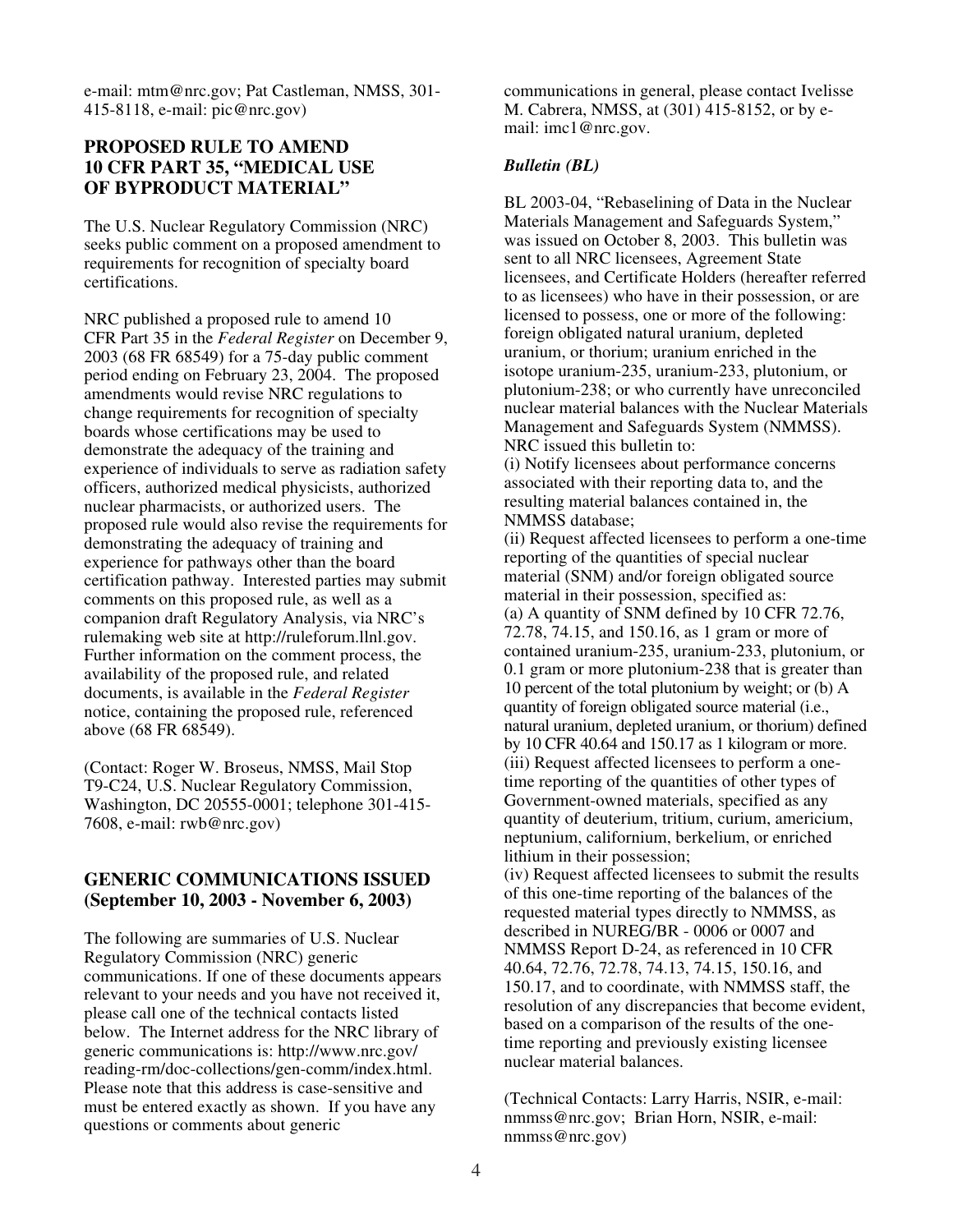e-mail: mtm@nrc.gov; Pat Castleman, NMSS, 301-415-8118, e-mail: pic@nrc.gov)

## PROPOSED RULE TO AMEND 10 CFR PART 35, "MEDICAL USE OF BYPRODUCT MATERIAL"

The U.S. Nuclear Regulatory Commission (NRC) seeks public comment on a proposed amendment to requirements for recognition of specialty board certifications.

NRC published a proposed rule to amend 10 CFR Part 35 in the *Federal Register* on December 9, 2003 (68 FR 68549) for a 75-day public comment period ending on February 23, 2004. The proposed amendments would revise NRC regulations to change requirements for recognition of specialty boards whose certifications may be used to demonstrate the adequacy of the training and experience of individuals to serve as radiation safety officers, authorized medical physicists, authorized nuclear pharmacists, or authorized users. The proposed rule would also revise the requirements for demonstrating the adequacy of training and experience for pathways other than the board certification pathway. Interested parties may submit comments on this proposed rule, as well as a companion draft Regulatory Analysis, via NRC's rulemaking web site at http://ruleforum.llnl.gov. Further information on the comment process, the availability of the proposed rule, and related documents, is available in the *Federal Register* notice, containing the proposed rule, referenced above (68 FR 68549).

(Contact: Roger W. Broseus, NMSS, Mail Stop T9-C24, U.S. Nuclear Regulatory Commission, Washington, DC 20555-0001; telephone 301-415-7608, e-mail: rwb@nrc.gov)

## GENERIC COMMUNICATIONS ISSUED (September 10, 2003 - November 6, 2003)

The following are summaries of U.S. Nuclear Regulatory Commission (NRC) generic communications. If one of these documents appears relevant to your needs and you have not received it, please call one of the technical contacts listed below. The Internet address for the NRC library of generic communications is: http://www.nrc.gov/reading-rm/doc-collections/gen-comm/index.html. Please note that this address is case-sensitive and must be entered exactly as shown. If you have any questions or comments about generic communications in general, please contact Ivelisse M. Cabrera, NMSS, at (301) 415-8152, or by e-mail: imc1@nrc.gov.

### *Bulletin (BL)*

BL 2003-04, "Rebaselining of Data in the Nuclear Materials Management and Safeguards System," was issued on October 8, 2003. This bulletin was sent to all NRC licensees, Agreement State licensees, and Certificate Holders (hereafter referred to as licensees) who have in their possession, or are licensed to possess, one or more of the following: foreign obligated natural uranium, depleted uranium, or thorium; uranium enriched in the isotope uranium-235, uranium-233, plutonium, or plutonium-238; or who currently have unreconciled nuclear material balances with the Nuclear Materials Management and Safeguards System (NMMSS). NRC issued this bulletin to:

(i) Notify licensees about performance concerns associated with their reporting data to, and the resulting material balances contained in, the NMMSS database;

(ii) Request affected licensees to perform a one-time reporting of the quantities of special nuclear material (SNM) and/or foreign obligated source material in their possession, specified as: (a) A quantity of SNM defined by 10 CFR 72.76, 72.78, 74.15, and 150.16, as 1 gram or more of contained uranium-235, uranium-233, plutonium, or 0.1 gram or more plutonium-238 that is greater than 10 percent of the total plutonium by weight; or (b) A quantity of foreign obligated source material (i.e., natural uranium, depleted uranium, or thorium) defined by 10 CFR 40.64 and 150.17 as 1 kilogram or more.

(iii) Request affected licensees to perform a one-time reporting of the quantities of other types of Government-owned materials, specified as any quantity of deuterium, tritium, curium, americium, neptunium, californium, berkelium, or enriched lithium in their possession;

(iv) Request affected licensees to submit the results of this one-time reporting of the balances of the requested material types directly to NMMSS, as described in NUREG/BR - 0006 or 0007 and NMMSS Report D-24, as referenced in 10 CFR 40.64, 72.76, 72.78, 74.13, 74.15, 150.16, and 150.17, and to coordinate, with NMMSS staff, the resolution of any discrepancies that become evident, based on a comparison of the results of the one-time reporting and previously existing licensee nuclear material balances.

(Technical Contacts: Larry Harris, NSIR, e-mail: nmmss@nrc.gov; Brian Horn, NSIR, e-mail: nmmss@nrc.gov)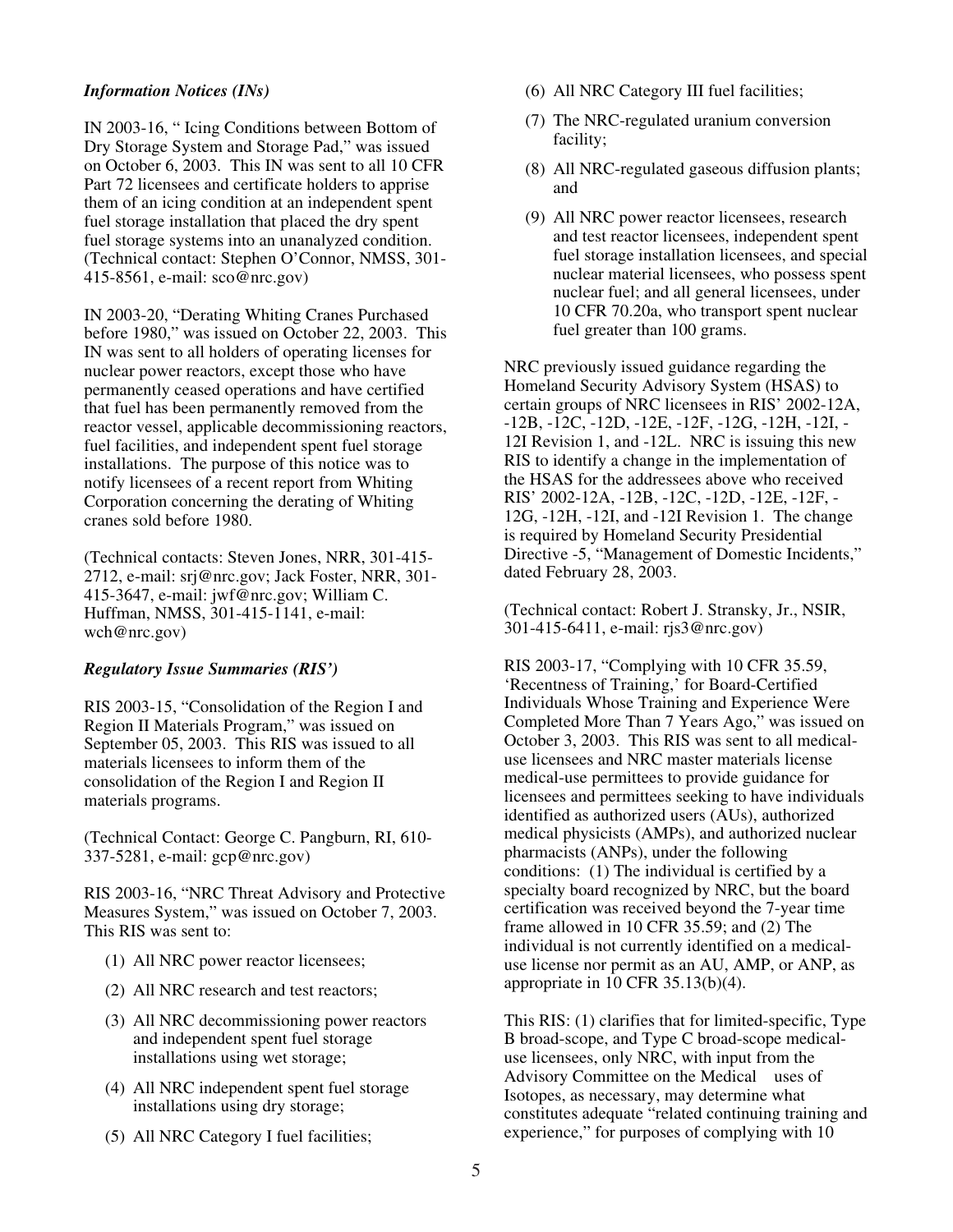### *Information Notices (INs)*

IN 2003-16, " Icing Conditions between Bottom of Dry Storage System and Storage Pad," was issued on October 6, 2003. This IN was sent to all 10 CFR Part 72 licensees and certificate holders to apprise them of an icing condition at an independent spent fuel storage installation that placed the dry spent fuel storage systems into an unanalyzed condition. (Technical contact: Stephen O'Connor, NMSS, 301-415-8561, e-mail: sco@nrc.gov)

IN 2003-20, "Derating Whiting Cranes Purchased before 1980," was issued on October 22, 2003. This IN was sent to all holders of operating licenses for nuclear power reactors, except those who have permanently ceased operations and have certified that fuel has been permanently removed from the reactor vessel, applicable decommissioning reactors, fuel facilities, and independent spent fuel storage installations. The purpose of this notice was to notify licensees of a recent report from Whiting Corporation concerning the derating of Whiting cranes sold before 1980.

(Technical contacts: Steven Jones, NRR, 301-415-2712, e-mail: srj@nrc.gov; Jack Foster, NRR, 301-415-3647, e-mail: jwf@nrc.gov; William C. Huffman, NMSS, 301-415-1141, e-mail: wch@nrc.gov)

### *Regulatory Issue Summaries (RIS')*

RIS 2003-15, "Consolidation of the Region I and Region II Materials Program," was issued on September 05, 2003. This RIS was issued to all materials licensees to inform them of the consolidation of the Region I and Region II materials programs.

(Technical Contact: George C. Pangburn, RI, 610-337-5281, e-mail: gcp@nrc.gov)

RIS 2003-16, "NRC Threat Advisory and Protective Measures System," was issued on October 7, 2003. This RIS was sent to:

(1) All NRC power reactor licensees;

(2) All NRC research and test reactors;

(3) All NRC decommissioning power reactors and independent spent fuel storage installations using wet storage;

(4) All NRC independent spent fuel storage installations using dry storage;

(5) All NRC Category I fuel facilities;

(6) All NRC Category III fuel facilities;

(7) The NRC-regulated uranium conversion facility;

(8) All NRC-regulated gaseous diffusion plants; and

(9) All NRC power reactor licensees, research and test reactor licensees, independent spent fuel storage installation licensees, and special nuclear material licensees, who possess spent nuclear fuel; and all general licensees, under 10 CFR 70.20a, who transport spent nuclear fuel greater than 100 grams.

NRC previously issued guidance regarding the Homeland Security Advisory System (HSAS) to certain groups of NRC licensees in RIS' 2002-12A, -12B, -12C, -12D, -12E, -12F, -12G, -12H, -12I, -12I Revision 1, and -12L. NRC is issuing this new RIS to identify a change in the implementation of the HSAS for the addressees above who received RIS' 2002-12A, -12B, -12C, -12D, -12E, -12F, -12G, -12H, -12I, and -12I Revision 1. The change is required by Homeland Security Presidential Directive -5, "Management of Domestic Incidents," dated February 28, 2003.

(Technical contact: Robert J. Stransky, Jr., NSIR, 301-415-6411, e-mail: rjs3@nrc.gov)

RIS 2003-17, "Complying with 10 CFR 35.59, 'Recentness of Training,' for Board-Certified Individuals Whose Training and Experience Were Completed More Than 7 Years Ago," was issued on October 3, 2003. This RIS was sent to all medical-use licensees and NRC master materials license medical-use permittees to provide guidance for licensees and permittees seeking to have individuals identified as authorized users (AUs), authorized medical physicists (AMPs), and authorized nuclear pharmacists (ANPs), under the following conditions: (1) The individual is certified by a specialty board recognized by NRC, but the board certification was received beyond the 7-year time frame allowed in 10 CFR 35.59; and (2) The individual is not currently identified on a medical-use license nor permit as an AU, AMP, or ANP, as appropriate in 10 CFR 35.13(b)(4).

This RIS: (1) clarifies that for limited-specific, Type B broad-scope, and Type C broad-scope medical-use licensees, only NRC, with input from the Advisory Committee on the Medical uses of Isotopes, as necessary, may determine what constitutes adequate "related continuing training and experience," for purposes of complying with 10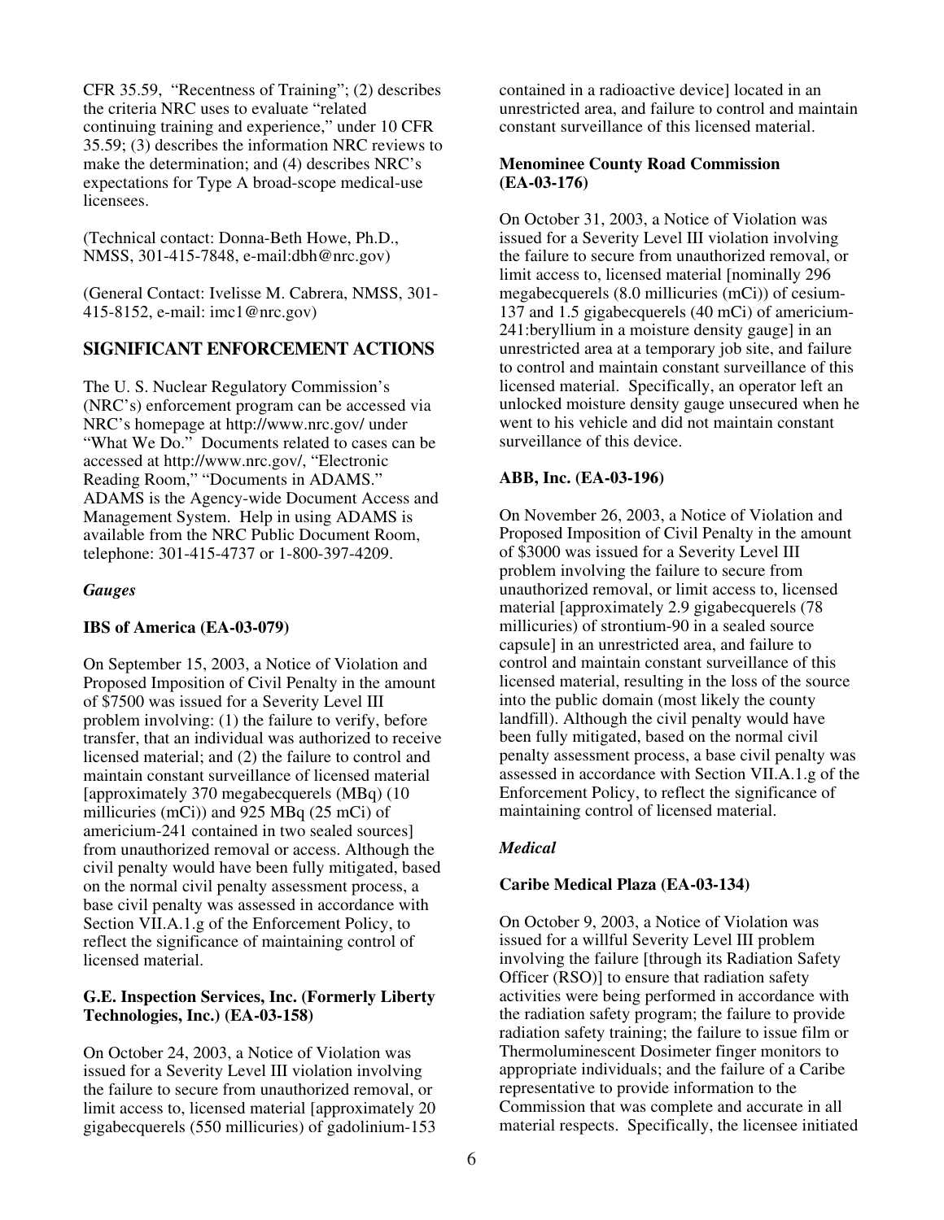CFR 35.59, "Recentness of Training"; (2) describes the criteria NRC uses to evaluate "related continuing training and experience," under 10 CFR 35.59; (3) describes the information NRC reviews to make the determination; and (4) describes NRC's expectations for Type A broad-scope medical-use licensees.

(Technical contact: Donna-Beth Howe, Ph.D., NMSS, 301-415-7848, e-mail:dbh@nrc.gov)

(General Contact: Ivelisse M. Cabrera, NMSS, 301-415-8152, e-mail: imc1@nrc.gov)

## SIGNIFICANT ENFORCEMENT ACTIONS

The U. S. Nuclear Regulatory Commission's (NRC's) enforcement program can be accessed via NRC's homepage at http://www.nrc.gov/ under "What We Do." Documents related to cases can be accessed at http://www.nrc.gov/, "Electronic Reading Room," "Documents in ADAMS." ADAMS is the Agency-wide Document Access and Management System. Help in using ADAMS is available from the NRC Public Document Room, telephone: 301-415-4737 or 1-800-397-4209.

### *Gauges*

**IBS of America (EA-03-079)**

On September 15, 2003, a Notice of Violation and Proposed Imposition of Civil Penalty in the amount of $7500 was issued for a Severity Level III problem involving: (1) the failure to verify, before transfer, that an individual was authorized to receive licensed material; and (2) the failure to control and maintain constant surveillance of licensed material [approximately 370 megabecquerels (MBq) (10 millicuries (mCi)) and 925 MBq (25 mCi) of americium-241 contained in two sealed sources] from unauthorized removal or access. Although the civil penalty would have been fully mitigated, based on the normal civil penalty assessment process, a base civil penalty was assessed in accordance with Section VII.A.1.g of the Enforcement Policy, to reflect the significance of maintaining control of licensed material.

**G.E. Inspection Services, Inc. (Formerly Liberty Technologies, Inc.) (EA-03-158)**

On October 24, 2003, a Notice of Violation was issued for a Severity Level III violation involving the failure to secure from unauthorized removal, or limit access to, licensed material [approximately 20 gigabecquerels (550 millicuries) of gadolinium-153 contained in a radioactive device] located in an unrestricted area, and failure to control and maintain constant surveillance of this licensed material.

**Menominee County Road Commission (EA-03-176)**

On October 31, 2003, a Notice of Violation was issued for a Severity Level III violation involving the failure to secure from unauthorized removal, or limit access to, licensed material [nominally 296 megabecquerels (8.0 millicuries (mCi)) of cesium-137 and 1.5 gigabecquerels (40 mCi) of americium-241:beryllium in a moisture density gauge] in an unrestricted area at a temporary job site, and failure to control and maintain constant surveillance of this licensed material. Specifically, an operator left an unlocked moisture density gauge unsecured when he went to his vehicle and did not maintain constant surveillance of this device.

**ABB, Inc. (EA-03-196)**

On November 26, 2003, a Notice of Violation and Proposed Imposition of Civil Penalty in the amount of $3000 was issued for a Severity Level III problem involving the failure to secure from unauthorized removal, or limit access to, licensed material [approximately 2.9 gigabecquerels (78 millicuries) of strontium-90 in a sealed source capsule] in an unrestricted area, and failure to control and maintain constant surveillance of this licensed material, resulting in the loss of the source into the public domain (most likely the county landfill). Although the civil penalty would have been fully mitigated, based on the normal civil penalty assessment process, a base civil penalty was assessed in accordance with Section VII.A.1.g of the Enforcement Policy, to reflect the significance of maintaining control of licensed material.

### *Medical*

**Caribe Medical Plaza (EA-03-134)**

On October 9, 2003, a Notice of Violation was issued for a willful Severity Level III problem involving the failure [through its Radiation Safety Officer (RSO)] to ensure that radiation safety activities were being performed in accordance with the radiation safety program; the failure to provide radiation safety training; the failure to issue film or Thermoluminescent Dosimeter finger monitors to appropriate individuals; and the failure of a Caribe representative to provide information to the Commission that was complete and accurate in all material respects. Specifically, the licensee initiated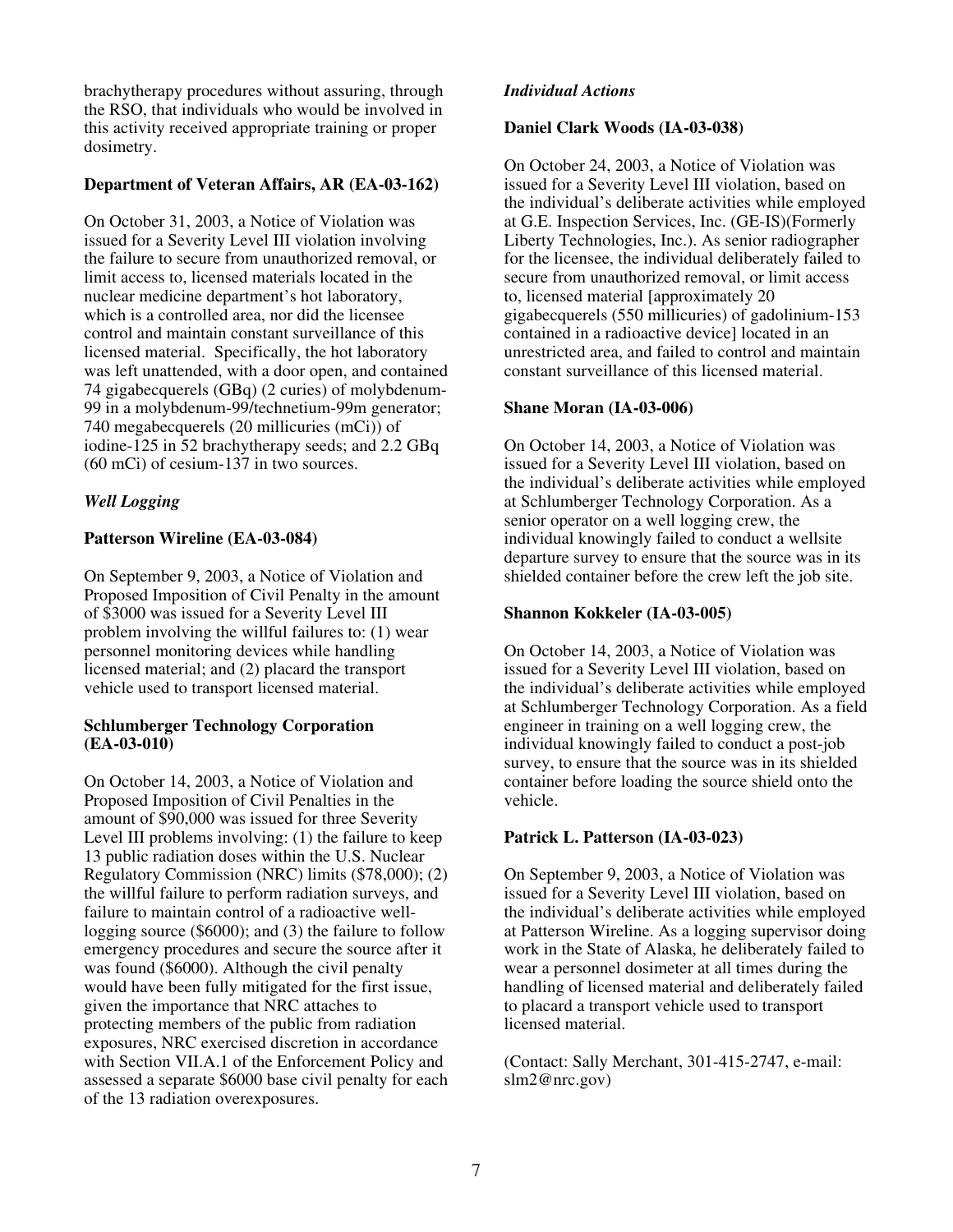brachytherapy procedures without assuring, through the RSO, that individuals who would be involved in this activity received appropriate training or proper dosimetry.

**Department of Veteran Affairs, AR (EA-03-162)**

On October 31, 2003, a Notice of Violation was issued for a Severity Level III violation involving the failure to secure from unauthorized removal, or limit access to, licensed materials located in the nuclear medicine department's hot laboratory, which is a controlled area, nor did the licensee control and maintain constant surveillance of this licensed material. Specifically, the hot laboratory was left unattended, with a door open, and contained 74 gigabecquerels (GBq) (2 curies) of molybdenum-99 in a molybdenum-99/technetium-99m generator; 740 megabecquerels (20 millicuries (mCi)) of iodine-125 in 52 brachytherapy seeds; and 2.2 GBq (60 mCi) of cesium-137 in two sources.

*Well Logging*

**Patterson Wireline (EA-03-084)**

On September 9, 2003, a Notice of Violation and Proposed Imposition of Civil Penalty in the amount of $3000 was issued for a Severity Level III problem involving the willful failures to: (1) wear personnel monitoring devices while handling licensed material; and (2) placard the transport vehicle used to transport licensed material.

**Schlumberger Technology Corporation (EA-03-010)**

On October 14, 2003, a Notice of Violation and Proposed Imposition of Civil Penalties in the amount of $90,000 was issued for three Severity Level III problems involving: (1) the failure to keep 13 public radiation doses within the U.S. Nuclear Regulatory Commission (NRC) limits ($78,000); (2) the willful failure to perform radiation surveys, and failure to maintain control of a radioactive well-logging source ($6000); and (3) the failure to follow emergency procedures and secure the source after it was found ($6000). Although the civil penalty would have been fully mitigated for the first issue, given the importance that NRC attaches to protecting members of the public from radiation exposures, NRC exercised discretion in accordance with Section VII.A.1 of the Enforcement Policy and assessed a separate $6000 base civil penalty for each of the 13 radiation overexposures.

*Individual Actions*

**Daniel Clark Woods (IA-03-038)**

On October 24, 2003, a Notice of Violation was issued for a Severity Level III violation, based on the individual's deliberate activities while employed at G.E. Inspection Services, Inc. (GE-IS)(Formerly Liberty Technologies, Inc.). As senior radiographer for the licensee, the individual deliberately failed to secure from unauthorized removal, or limit access to, licensed material [approximately 20 gigabecquerels (550 millicuries) of gadolinium-153 contained in a radioactive device] located in an unrestricted area, and failed to control and maintain constant surveillance of this licensed material.

**Shane Moran (IA-03-006)**

On October 14, 2003, a Notice of Violation was issued for a Severity Level III violation, based on the individual's deliberate activities while employed at Schlumberger Technology Corporation. As a senior operator on a well logging crew, the individual knowingly failed to conduct a wellsite departure survey to ensure that the source was in its shielded container before the crew left the job site.

**Shannon Kokkeler (IA-03-005)**

On October 14, 2003, a Notice of Violation was issued for a Severity Level III violation, based on the individual's deliberate activities while employed at Schlumberger Technology Corporation. As a field engineer in training on a well logging crew, the individual knowingly failed to conduct a post-job survey, to ensure that the source was in its shielded container before loading the source shield onto the vehicle.

**Patrick L. Patterson (IA-03-023)**

On September 9, 2003, a Notice of Violation was issued for a Severity Level III violation, based on the individual's deliberate activities while employed at Patterson Wireline. As a logging supervisor doing work in the State of Alaska, he deliberately failed to wear a personnel dosimeter at all times during the handling of licensed material and deliberately failed to placard a transport vehicle used to transport licensed material.

(Contact: Sally Merchant, 301-415-2747, e-mail: slm2@nrc.gov)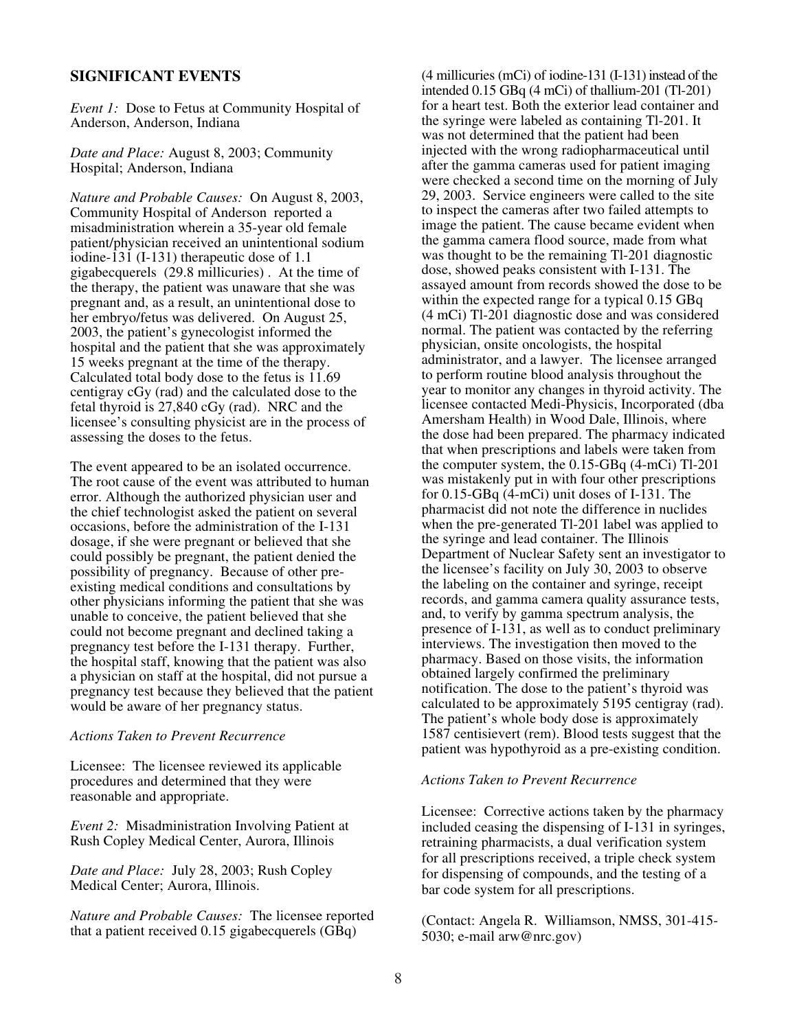## SIGNIFICANT EVENTS

*Event 1:* Dose to Fetus at Community Hospital of Anderson, Anderson, Indiana

*Date and Place:* August 8, 2003; Community Hospital; Anderson, Indiana

*Nature and Probable Causes:* On August 8, 2003, Community Hospital of Anderson reported a misadministration wherein a 35-year old female patient/physician received an unintentional sodium iodine-131 (I-131) therapeutic dose of 1.1 gigabecquerels (29.8 millicuries) . At the time of the therapy, the patient was unaware that she was pregnant and, as a result, an unintentional dose to her embryo/fetus was delivered. On August 25, 2003, the patient's gynecologist informed the hospital and the patient that she was approximately 15 weeks pregnant at the time of the therapy. Calculated total body dose to the fetus is 11.69 centigray cGy (rad) and the calculated dose to the fetal thyroid is 27,840 cGy (rad). NRC and the licensee's consulting physicist are in the process of assessing the doses to the fetus.

The event appeared to be an isolated occurrence. The root cause of the event was attributed to human error. Although the authorized physician user and the chief technologist asked the patient on several occasions, before the administration of the I-131 dosage, if she were pregnant or believed that she could possibly be pregnant, the patient denied the possibility of pregnancy. Because of other pre-existing medical conditions and consultations by other physicians informing the patient that she was unable to conceive, the patient believed that she could not become pregnant and declined taking a pregnancy test before the I-131 therapy. Further, the hospital staff, knowing that the patient was also a physician on staff at the hospital, did not pursue a pregnancy test because they believed that the patient would be aware of her pregnancy status.

*Actions Taken to Prevent Recurrence*

Licensee: The licensee reviewed its applicable procedures and determined that they were reasonable and appropriate.

*Event 2:* Misadministration Involving Patient at Rush Copley Medical Center, Aurora, Illinois

*Date and Place:* July 28, 2003; Rush Copley Medical Center; Aurora, Illinois.

*Nature and Probable Causes:* The licensee reported that a patient received 0.15 gigabecquerels (GBq) (4 millicuries (mCi) of iodine-131 (I-131) instead of the intended 0.15 GBq (4 mCi) of thallium-201 (Tl-201) for a heart test. Both the exterior lead container and the syringe were labeled as containing Tl-201. It was not determined that the patient had been injected with the wrong radiopharmaceutical until after the gamma cameras used for patient imaging were checked a second time on the morning of July 29, 2003. Service engineers were called to the site to inspect the cameras after two failed attempts to image the patient. The cause became evident when the gamma camera flood source, made from what was thought to be the remaining Tl-201 diagnostic dose, showed peaks consistent with I-131. The assayed amount from records showed the dose to be within the expected range for a typical 0.15 GBq (4 mCi) Tl-201 diagnostic dose and was considered normal. The patient was contacted by the referring physician, onsite oncologists, the hospital administrator, and a lawyer. The licensee arranged to perform routine blood analysis throughout the year to monitor any changes in thyroid activity. The licensee contacted Medi-Physicis, Incorporated (dba Amersham Health) in Wood Dale, Illinois, where the dose had been prepared. The pharmacy indicated that when prescriptions and labels were taken from the computer system, the 0.15-GBq (4-mCi) Tl-201 was mistakenly put in with four other prescriptions for 0.15-GBq (4-mCi) unit doses of I-131. The pharmacist did not note the difference in nuclides when the pre-generated Tl-201 label was applied to the syringe and lead container. The Illinois Department of Nuclear Safety sent an investigator to the licensee's facility on July 30, 2003 to observe the labeling on the container and syringe, receipt records, and gamma camera quality assurance tests, and, to verify by gamma spectrum analysis, the presence of I-131, as well as to conduct preliminary interviews. The investigation then moved to the pharmacy. Based on those visits, the information obtained largely confirmed the preliminary notification. The dose to the patient's thyroid was calculated to be approximately 5195 centigray (rad). The patient's whole body dose is approximately 1587 centisievert (rem). Blood tests suggest that the patient was hypothyroid as a pre-existing condition.

*Actions Taken to Prevent Recurrence*

Licensee: Corrective actions taken by the pharmacy included ceasing the dispensing of I-131 in syringes, retraining pharmacists, a dual verification system for all prescriptions received, a triple check system for dispensing of compounds, and the testing of a bar code system for all prescriptions.

(Contact: Angela R. Williamson, NMSS, 301-415-5030; e-mail arw@nrc.gov)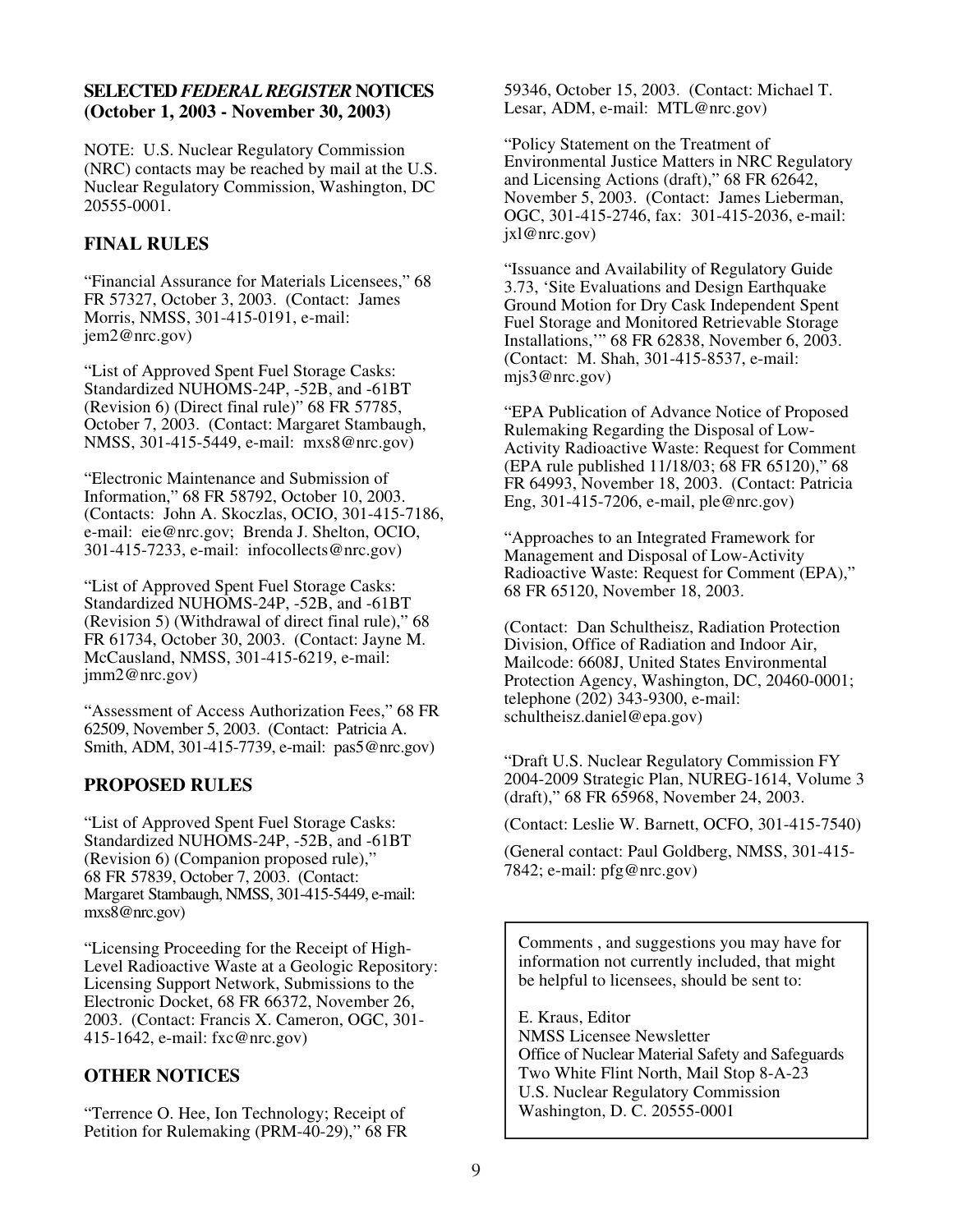## SELECTED *FEDERAL REGISTER* NOTICES (October 1, 2003 - November 30, 2003)

NOTE: U.S. Nuclear Regulatory Commission (NRC) contacts may be reached by mail at the U.S. Nuclear Regulatory Commission, Washington, DC 20555-0001.

### FINAL RULES

"Financial Assurance for Materials Licensees," 68 FR 57327, October 3, 2003. (Contact: James Morris, NMSS, 301-415-0191, e-mail: jem2@nrc.gov)

"List of Approved Spent Fuel Storage Casks: Standardized NUHOMS-24P, -52B, and -61BT (Revision 6) (Direct final rule)" 68 FR 57785, October 7, 2003. (Contact: Margaret Stambaugh, NMSS, 301-415-5449, e-mail: mxs8@nrc.gov)

"Electronic Maintenance and Submission of Information," 68 FR 58792, October 10, 2003. (Contacts: John A. Skoczlas, OCIO, 301-415-7186, e-mail: eie@nrc.gov; Brenda J. Shelton, OCIO, 301-415-7233, e-mail: infocollects@nrc.gov)

"List of Approved Spent Fuel Storage Casks: Standardized NUHOMS-24P, -52B, and -61BT (Revision 5) (Withdrawal of direct final rule)," 68 FR 61734, October 30, 2003. (Contact: Jayne M. McCausland, NMSS, 301-415-6219, e-mail: jmm2@nrc.gov)

"Assessment of Access Authorization Fees," 68 FR 62509, November 5, 2003. (Contact: Patricia A. Smith, ADM, 301-415-7739, e-mail: pas5@nrc.gov)

### PROPOSED RULES

"List of Approved Spent Fuel Storage Casks: Standardized NUHOMS-24P, -52B, and -61BT (Revision 6) (Companion proposed rule)," 68 FR 57839, October 7, 2003. (Contact: Margaret Stambaugh, NMSS, 301-415-5449, e-mail: mxs8@nrc.gov)

"Licensing Proceeding for the Receipt of High-Level Radioactive Waste at a Geologic Repository: Licensing Support Network, Submissions to the Electronic Docket, 68 FR 66372, November 26, 2003. (Contact: Francis X. Cameron, OGC, 301-415-1642, e-mail: fxc@nrc.gov)

### OTHER NOTICES

"Terrence O. Hee, Ion Technology; Receipt of Petition for Rulemaking (PRM-40-29)," 68 FR 59346, October 15, 2003. (Contact: Michael T. Lesar, ADM, e-mail: MTL@nrc.gov)

"Policy Statement on the Treatment of Environmental Justice Matters in NRC Regulatory and Licensing Actions (draft)," 68 FR 62642, November 5, 2003. (Contact: James Lieberman, OGC, 301-415-2746, fax: 301-415-2036, e-mail: jxl@nrc.gov)

"Issuance and Availability of Regulatory Guide 3.73, 'Site Evaluations and Design Earthquake Ground Motion for Dry Cask Independent Spent Fuel Storage and Monitored Retrievable Storage Installations,'" 68 FR 62838, November 6, 2003. (Contact: M. Shah, 301-415-8537, e-mail: mjs3@nrc.gov)

"EPA Publication of Advance Notice of Proposed Rulemaking Regarding the Disposal of Low-Activity Radioactive Waste: Request for Comment (EPA rule published 11/18/03; 68 FR 65120)," 68 FR 64993, November 18, 2003. (Contact: Patricia Eng, 301-415-7206, e-mail, ple@nrc.gov)

"Approaches to an Integrated Framework for Management and Disposal of Low-Activity Radioactive Waste: Request for Comment (EPA)," 68 FR 65120, November 18, 2003.

(Contact: Dan Schultheisz, Radiation Protection Division, Office of Radiation and Indoor Air, Mailcode: 6608J, United States Environmental Protection Agency, Washington, DC, 20460-0001; telephone (202) 343-9300, e-mail: schultheisz.daniel@epa.gov)

"Draft U.S. Nuclear Regulatory Commission FY 2004-2009 Strategic Plan, NUREG-1614, Volume 3 (draft)," 68 FR 65968, November 24, 2003.

(Contact: Leslie W. Barnett, OCFO, 301-415-7540)

(General contact: Paul Goldberg, NMSS, 301-415-7842; e-mail: pfg@nrc.gov)

---

Comments , and suggestions you may have for information not currently included, that might be helpful to licensees, should be sent to:

E. Kraus, Editor
NMSS Licensee Newsletter
Office of Nuclear Material Safety and Safeguards
Two White Flint North, Mail Stop 8-A-23
U.S. Nuclear Regulatory Commission
Washington, D. C. 20555-0001